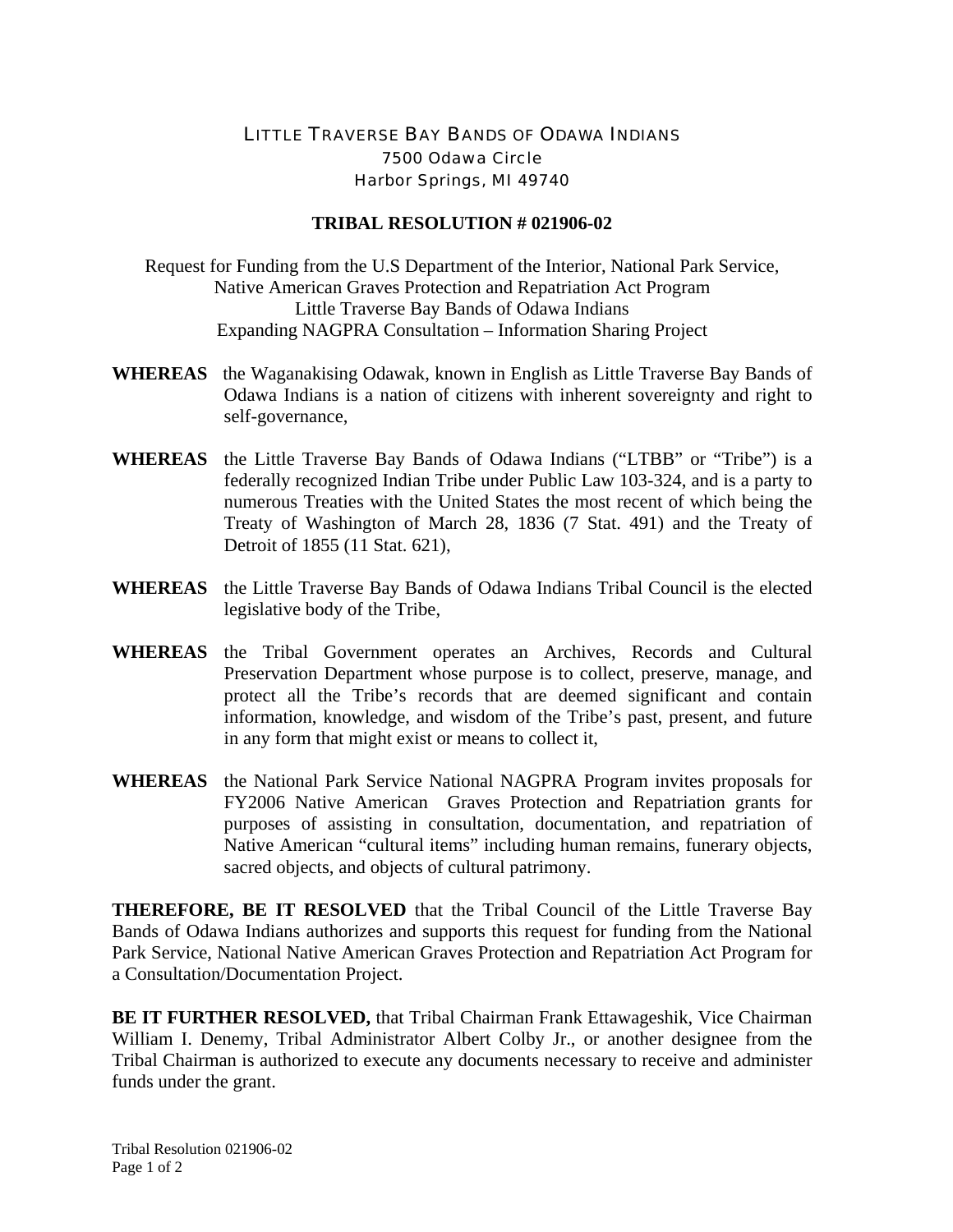# LITTLE TRAVERSE BAY BANDS OF ODAWA INDIANS

7500 Odawa Circle
Harbor Springs, MI 49740

## TRIBAL RESOLUTION # 021906-02

Request for Funding from the U.S Department of the Interior, National Park Service,
Native American Graves Protection and Repatriation Act Program
Little Traverse Bay Bands of Odawa Indians
Expanding NAGPRA Consultation – Information Sharing Project

**WHEREAS** the Waganakising Odawak, known in English as Little Traverse Bay Bands of Odawa Indians is a nation of citizens with inherent sovereignty and right to self-governance,

**WHEREAS** the Little Traverse Bay Bands of Odawa Indians ("LTBB" or "Tribe") is a federally recognized Indian Tribe under Public Law 103-324, and is a party to numerous Treaties with the United States the most recent of which being the Treaty of Washington of March 28, 1836 (7 Stat. 491) and the Treaty of Detroit of 1855 (11 Stat. 621),

**WHEREAS** the Little Traverse Bay Bands of Odawa Indians Tribal Council is the elected legislative body of the Tribe,

**WHEREAS** the Tribal Government operates an Archives, Records and Cultural Preservation Department whose purpose is to collect, preserve, manage, and protect all the Tribe's records that are deemed significant and contain information, knowledge, and wisdom of the Tribe's past, present, and future in any form that might exist or means to collect it,

**WHEREAS** the National Park Service National NAGPRA Program invites proposals for FY2006 Native American Graves Protection and Repatriation grants for purposes of assisting in consultation, documentation, and repatriation of Native American "cultural items" including human remains, funerary objects, sacred objects, and objects of cultural patrimony.

**THEREFORE, BE IT RESOLVED** that the Tribal Council of the Little Traverse Bay Bands of Odawa Indians authorizes and supports this request for funding from the National Park Service, National Native American Graves Protection and Repatriation Act Program for a Consultation/Documentation Project.

**BE IT FURTHER RESOLVED,** that Tribal Chairman Frank Ettawageshik, Vice Chairman William I. Denemy, Tribal Administrator Albert Colby Jr., or another designee from the Tribal Chairman is authorized to execute any documents necessary to receive and administer funds under the grant.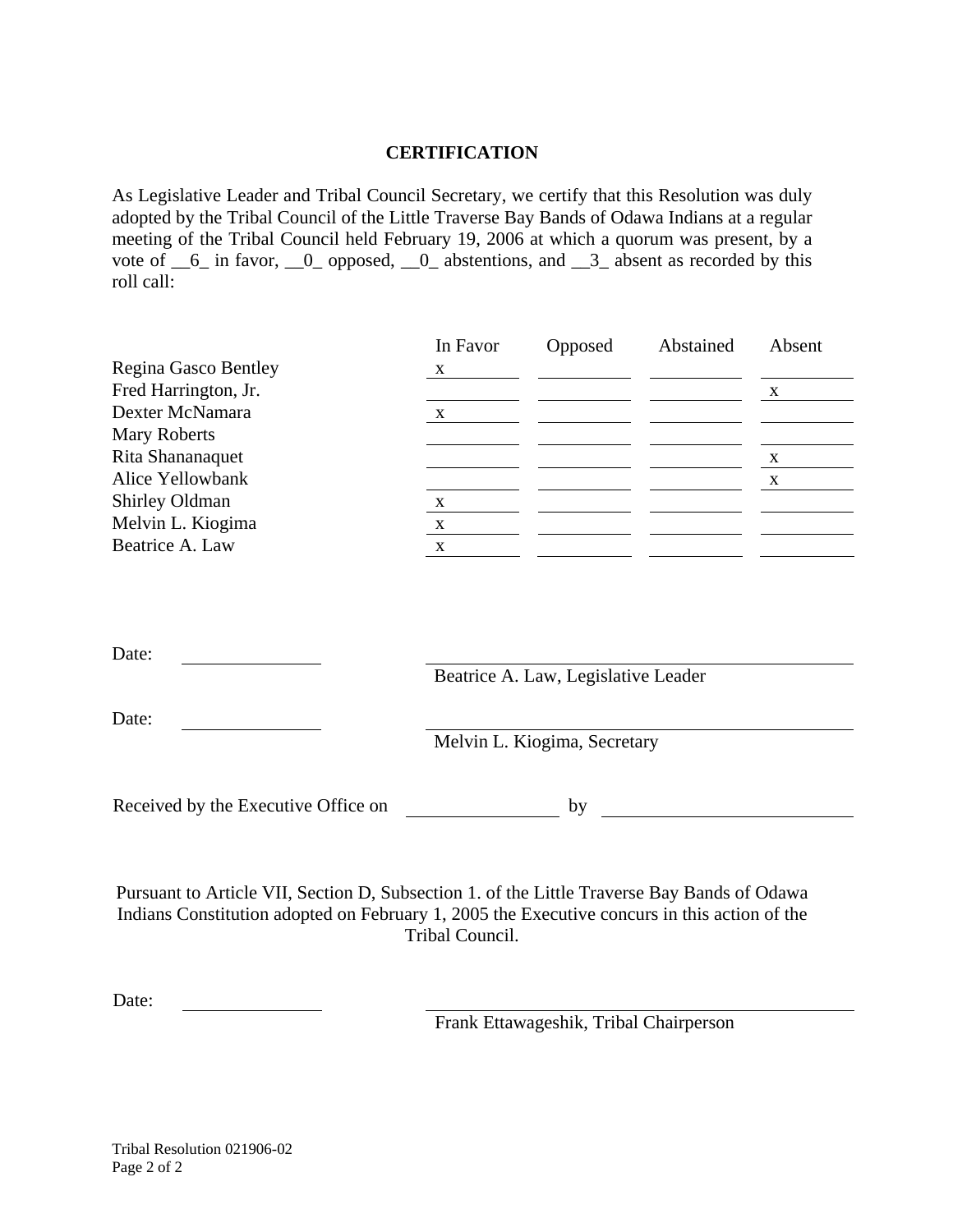## CERTIFICATION

As Legislative Leader and Tribal Council Secretary, we certify that this Resolution was duly adopted by the Tribal Council of the Little Traverse Bay Bands of Odawa Indians at a regular meeting of the Tribal Council held February 19, 2006 at which a quorum was present, by a vote of __6_ in favor, __0_ opposed, __0_ abstentions, and __3_ absent as recorded by this roll call:

| | In Favor | Opposed | Abstained | Absent |
|---|---|---|---|---|
| Regina Gasco Bentley | x | | | |
| Fred Harrington, Jr. | | | | x |
| Dexter McNamara | x | | | |
| Mary Roberts | | | | |
| Rita Shananaquet | | | | x |
| Alice Yellowbank | | | | x |
| Shirley Oldman | x | | | |
| Melvin L. Kiogima | x | | | |
| Beatrice A. Law | x | | | |

Date: ______________

Beatrice A. Law, Legislative Leader

Date: ______________

Melvin L. Kiogima, Secretary

Received by the Executive Office on ______________ by ______________________

Pursuant to Article VII, Section D, Subsection 1. of the Little Traverse Bay Bands of Odawa Indians Constitution adopted on February 1, 2005 the Executive concurs in this action of the Tribal Council.

Date: ______________

Frank Ettawageshik, Tribal Chairperson

Tribal Resolution 021906-02